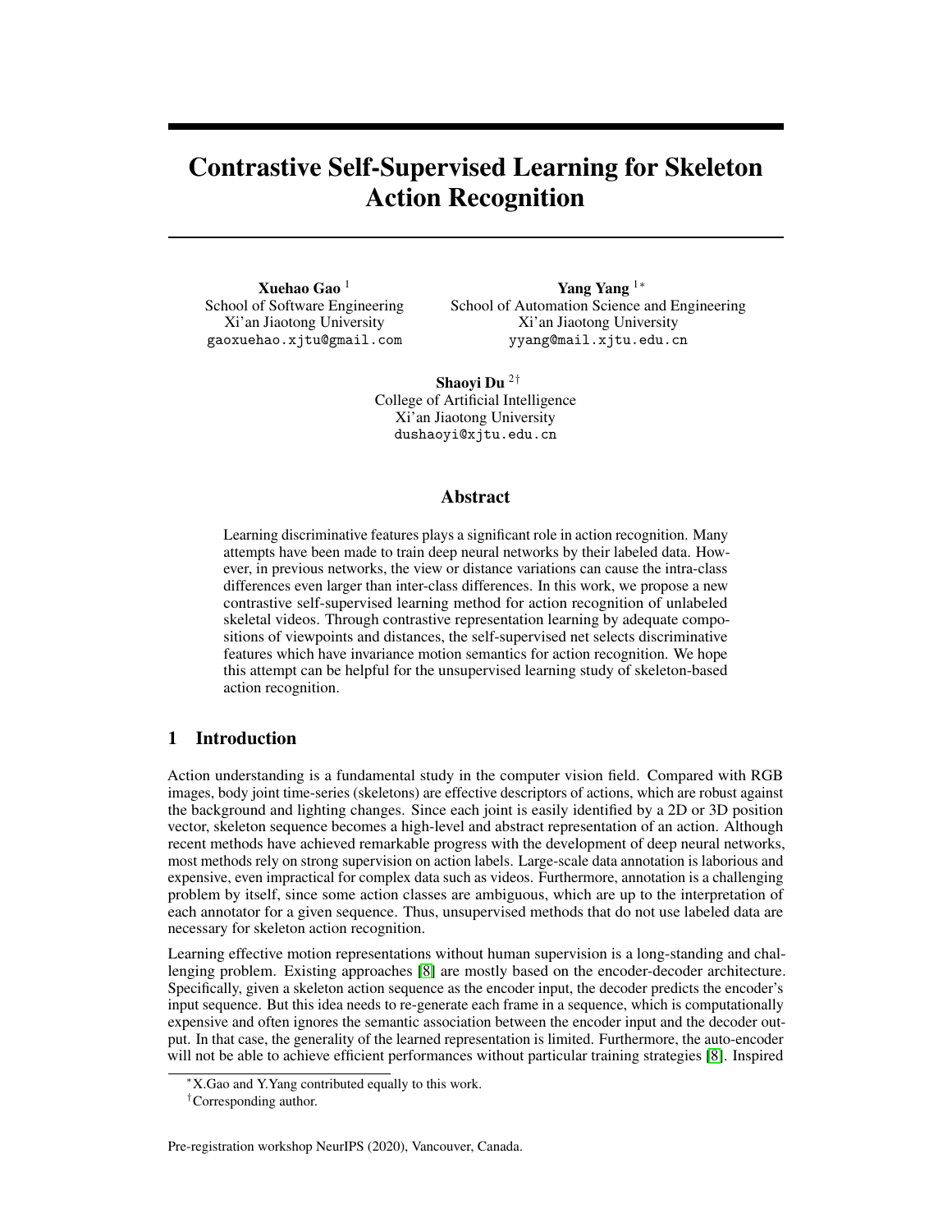# Contrastive Self-Supervised Learning for Skeleton Action Recognition

**Xuehao Gao** [1]
School of Software Engineering
Xi'an Jiaotong University
gaoxuehao.xjtu@gmail.com

**Yang Yang** [1*]
School of Automation Science and Engineering
Xi'an Jiaotong University
yyang@mail.xjtu.edu.cn

**Shaoyi Du** [2†]
College of Artificial Intelligence
Xi'an Jiaotong University
dushaoyi@xjtu.edu.cn

## Abstract

Learning discriminative features plays a significant role in action recognition. Many attempts have been made to train deep neural networks by their labeled data. However, in previous networks, the view or distance variations can cause the intra-class differences even larger than inter-class differences. In this work, we propose a new contrastive self-supervised learning method for action recognition of unlabeled skeletal videos. Through contrastive representation learning by adequate compositions of viewpoints and distances, the self-supervised net selects discriminative features which have invariance motion semantics for action recognition. We hope this attempt can be helpful for the unsupervised learning study of skeleton-based action recognition.

## 1 Introduction

Action understanding is a fundamental study in the computer vision field. Compared with RGB images, body joint time-series (skeletons) are effective descriptors of actions, which are robust against the background and lighting changes. Since each joint is easily identified by a 2D or 3D position vector, skeleton sequence becomes a high-level and abstract representation of an action. Although recent methods have achieved remarkable progress with the development of deep neural networks, most methods rely on strong supervision on action labels. Large-scale data annotation is laborious and expensive, even impractical for complex data such as videos. Furthermore, annotation is a challenging problem by itself, since some action classes are ambiguous, which are up to the interpretation of each annotator for a given sequence. Thus, unsupervised methods that do not use labeled data are necessary for skeleton action recognition.

Learning effective motion representations without human supervision is a long-standing and challenging problem. Existing approaches [8] are mostly based on the encoder-decoder architecture. Specifically, given a skeleton action sequence as the encoder input, the decoder predicts the encoder's input sequence. But this idea needs to re-generate each frame in a sequence, which is computationally expensive and often ignores the semantic association between the encoder input and the decoder output. In that case, the generality of the learned representation is limited. Furthermore, the auto-encoder will not be able to achieve efficient performances without particular training strategies [8]. Inspired

*X.Gao and Y.Yang contributed equally to this work.

†Corresponding author.

Pre-registration workshop NeurIPS (2020), Vancouver, Canada.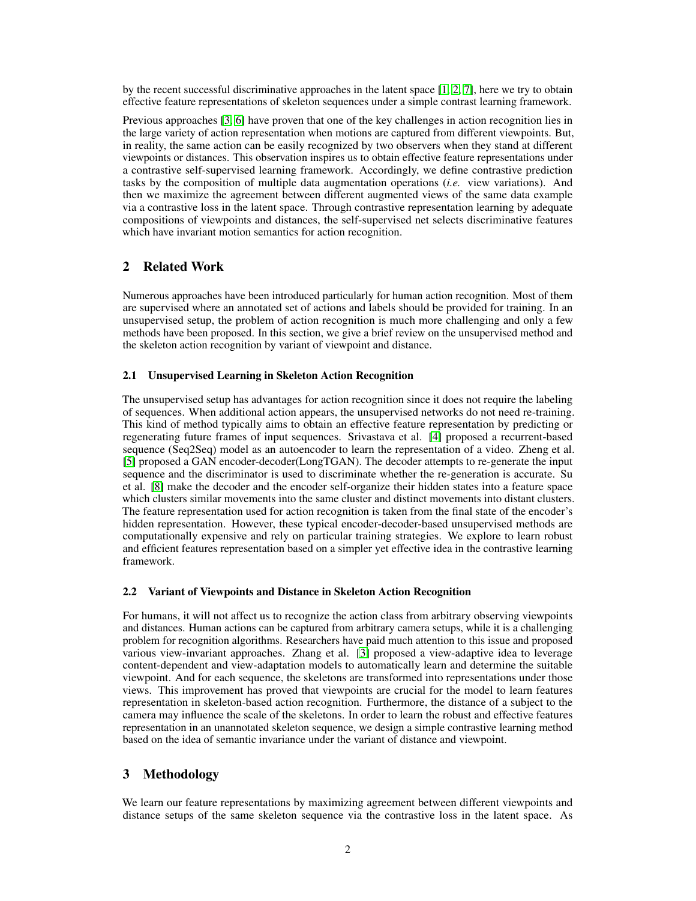by the recent successful discriminative approaches in the latent space [1, 2, 7], here we try to obtain effective feature representations of skeleton sequences under a simple contrast learning framework.

Previous approaches [3, 6] have proven that one of the key challenges in action recognition lies in the large variety of action representation when motions are captured from different viewpoints. But, in reality, the same action can be easily recognized by two observers when they stand at different viewpoints or distances. This observation inspires us to obtain effective feature representations under a contrastive self-supervised learning framework. Accordingly, we define contrastive prediction tasks by the composition of multiple data augmentation operations (*i.e.* view variations). And then we maximize the agreement between different augmented views of the same data example via a contrastive loss in the latent space. Through contrastive representation learning by adequate compositions of viewpoints and distances, the self-supervised net selects discriminative features which have invariant motion semantics for action recognition.

## 2 Related Work

Numerous approaches have been introduced particularly for human action recognition. Most of them are supervised where an annotated set of actions and labels should be provided for training. In an unsupervised setup, the problem of action recognition is much more challenging and only a few methods have been proposed. In this section, we give a brief review on the unsupervised method and the skeleton action recognition by variant of viewpoint and distance.

### 2.1 Unsupervised Learning in Skeleton Action Recognition

The unsupervised setup has advantages for action recognition since it does not require the labeling of sequences. When additional action appears, the unsupervised networks do not need re-training. This kind of method typically aims to obtain an effective feature representation by predicting or regenerating future frames of input sequences. Srivastava et al. [4] proposed a recurrent-based sequence (Seq2Seq) model as an autoencoder to learn the representation of a video. Zheng et al. [5] proposed a GAN encoder-decoder(LongTGAN). The decoder attempts to re-generate the input sequence and the discriminator is used to discriminate whether the re-generation is accurate. Su et al. [8] make the decoder and the encoder self-organize their hidden states into a feature space which clusters similar movements into the same cluster and distinct movements into distant clusters. The feature representation used for action recognition is taken from the final state of the encoder's hidden representation. However, these typical encoder-decoder-based unsupervised methods are computationally expensive and rely on particular training strategies. We explore to learn robust and efficient features representation based on a simpler yet effective idea in the contrastive learning framework.

### 2.2 Variant of Viewpoints and Distance in Skeleton Action Recognition

For humans, it will not affect us to recognize the action class from arbitrary observing viewpoints and distances. Human actions can be captured from arbitrary camera setups, while it is a challenging problem for recognition algorithms. Researchers have paid much attention to this issue and proposed various view-invariant approaches. Zhang et al. [3] proposed a view-adaptive idea to leverage content-dependent and view-adaptation models to automatically learn and determine the suitable viewpoint. And for each sequence, the skeletons are transformed into representations under those views. This improvement has proved that viewpoints are crucial for the model to learn features representation in skeleton-based action recognition. Furthermore, the distance of a subject to the camera may influence the scale of the skeletons. In order to learn the robust and effective features representation in an unannotated skeleton sequence, we design a simple contrastive learning method based on the idea of semantic invariance under the variant of distance and viewpoint.

## 3 Methodology

We learn our feature representations by maximizing agreement between different viewpoints and distance setups of the same skeleton sequence via the contrastive loss in the latent space. As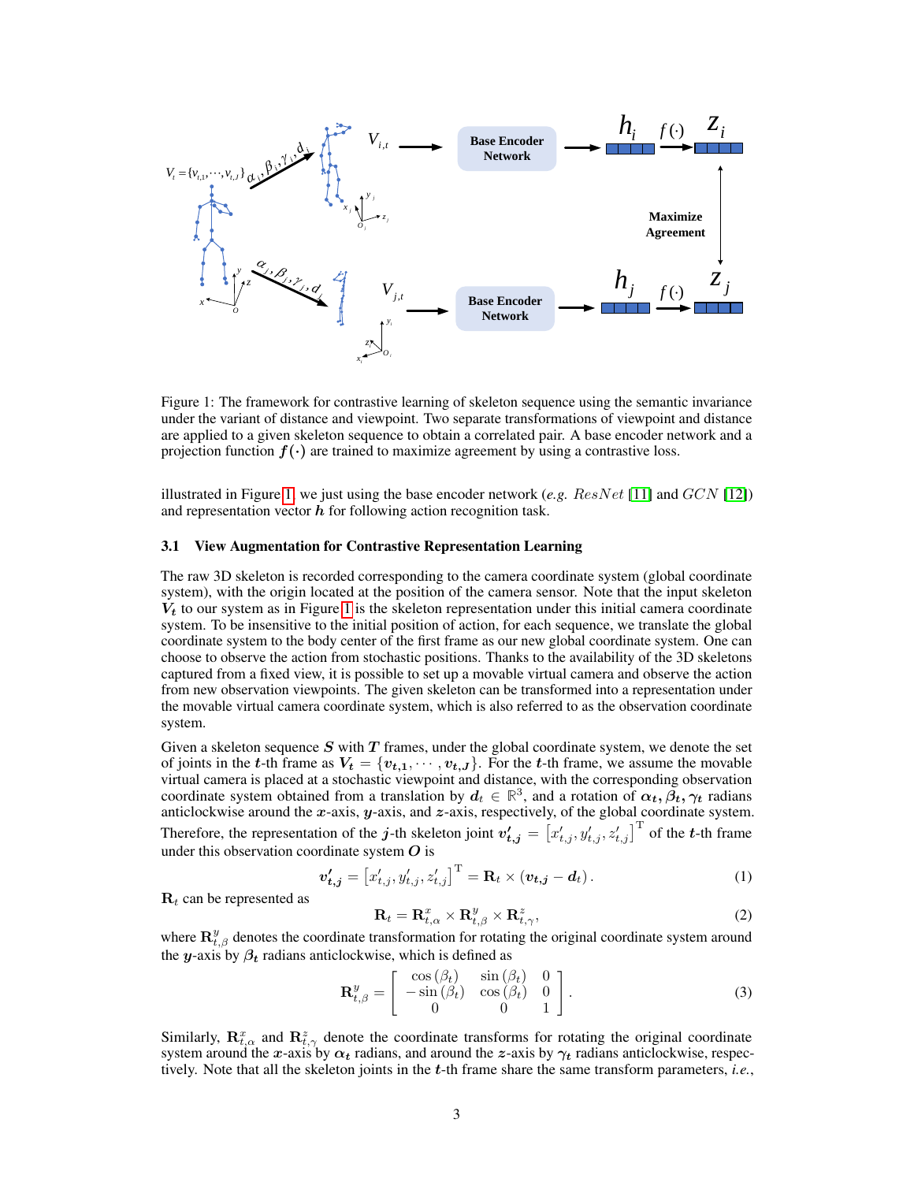Figure 1: The framework for contrastive learning of skeleton sequence using the semantic invariance under the variant of distance and viewpoint. Two separate transformations of viewpoint and distance are applied to a given skeleton sequence to obtain a correlated pair. A base encoder network and a projection function $\boldsymbol{f}(\cdot)$ are trained to maximize agreement by using a contrastive loss.

illustrated in Figure 1, we just using the base encoder network (*e.g.* $ResNet$ [11] and $GCN$ [12]) and representation vector $\boldsymbol{h}$ for following action recognition task.

### 3.1 View Augmentation for Contrastive Representation Learning

The raw 3D skeleton is recorded corresponding to the camera coordinate system (global coordinate system), with the origin located at the position of the camera sensor. Note that the input skeleton $\boldsymbol{V_t}$ to our system as in Figure 1 is the skeleton representation under this initial camera coordinate system. To be insensitive to the initial position of action, for each sequence, we translate the global coordinate system to the body center of the first frame as our new global coordinate system. One can choose to observe the action from stochastic positions. Thanks to the availability of the 3D skeletons captured from a fixed view, it is possible to set up a movable virtual camera and observe the action from new observation viewpoints. The given skeleton can be transformed into a representation under the movable virtual camera coordinate system, which is also referred to as the observation coordinate system.

Given a skeleton sequence $\boldsymbol{S}$ with $\boldsymbol{T}$ frames, under the global coordinate system, we denote the set of joints in the $\boldsymbol{t}$-th frame as $\boldsymbol{V_t} = \{\boldsymbol{v_{t,1}}, \cdots, \boldsymbol{v_{t,J}}\}$. For the $\boldsymbol{t}$-th frame, we assume the movable virtual camera is placed at a stochastic viewpoint and distance, with the corresponding observation coordinate system obtained from a translation by $\boldsymbol{d_t} \in \mathbb{R}^3$, and a rotation of $\boldsymbol{\alpha_t}, \boldsymbol{\beta_t}, \boldsymbol{\gamma_t}$ radians anticlockwise around the $\boldsymbol{x}$-axis, $\boldsymbol{y}$-axis, and $\boldsymbol{z}$-axis, respectively, of the global coordinate system. Therefore, the representation of the $\boldsymbol{j}$-th skeleton joint $\boldsymbol{v'_{t,j}} = \left[x'_{t,j}, y'_{t,j}, z'_{t,j}\right]^{\mathrm{T}}$ of the $\boldsymbol{t}$-th frame under this observation coordinate system $\boldsymbol{O}$ is

$$\boldsymbol{v'_{t,j}} = \left[x'_{t,j}, y'_{t,j}, z'_{t,j}\right]^{\mathrm{T}} = \mathbf{R}_t \times (\boldsymbol{v_{t,j}} - \boldsymbol{d}_t)\,. \tag{1}$$

$\mathbf{R}_t$ can be represented as

$$\mathbf{R}_t = \mathbf{R}^x_{t,\alpha} \times \mathbf{R}^y_{t,\beta} \times \mathbf{R}^z_{t,\gamma}, \tag{2}$$

where $\mathbf{R}^y_{t,\beta}$ denotes the coordinate transformation for rotating the original coordinate system around the $\boldsymbol{y}$-axis by $\boldsymbol{\beta_t}$ radians anticlockwise, which is defined as

$$\mathbf{R}^y_{t,\beta} = \begin{bmatrix} \cos(\beta_t) & \sin(\beta_t) & 0 \\ -\sin(\beta_t) & \cos(\beta_t) & 0 \\ 0 & 0 & 1 \end{bmatrix}. \tag{3}$$

Similarly, $\mathbf{R}^x_{t,\alpha}$ and $\mathbf{R}^z_{t,\gamma}$ denote the coordinate transforms for rotating the original coordinate system around the $\boldsymbol{x}$-axis by $\boldsymbol{\alpha_t}$ radians, and around the $\boldsymbol{z}$-axis by $\boldsymbol{\gamma_t}$ radians anticlockwise, respectively. Note that all the skeleton joints in the $\boldsymbol{t}$-th frame share the same transform parameters, *i.e.*,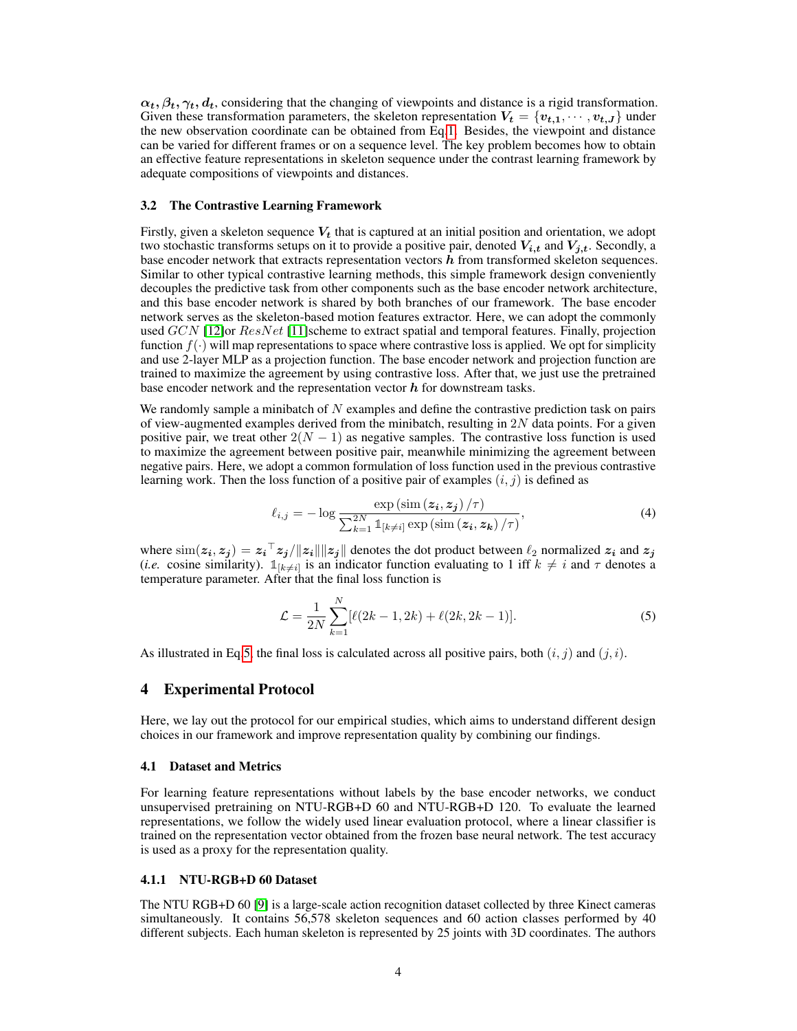$\boldsymbol{\alpha_t}, \boldsymbol{\beta_t}, \boldsymbol{\gamma_t}, \boldsymbol{d_t}$, considering that the changing of viewpoints and distance is a rigid transformation. Given these transformation parameters, the skeleton representation $\boldsymbol{V_t} = \{\boldsymbol{v_{t,1}}, \cdots, \boldsymbol{v_{t,J}}\}$ under the new observation coordinate can be obtained from Eq.1. Besides, the viewpoint and distance can be varied for different frames or on a sequence level. The key problem becomes how to obtain an effective feature representations in skeleton sequence under the contrast learning framework by adequate compositions of viewpoints and distances.

### 3.2 The Contrastive Learning Framework

Firstly, given a skeleton sequence $\boldsymbol{V_t}$ that is captured at an initial position and orientation, we adopt two stochastic transforms setups on it to provide a positive pair, denoted $\boldsymbol{V_{i,t}}$ and $\boldsymbol{V_{j,t}}$. Secondly, a base encoder network that extracts representation vectors $\boldsymbol{h}$ from transformed skeleton sequences. Similar to other typical contrastive learning methods, this simple framework design conveniently decouples the predictive task from other components such as the base encoder network architecture, and this base encoder network is shared by both branches of our framework. The base encoder network serves as the skeleton-based motion features extractor. Here, we can adopt the commonly used $GCN$ [12]or $ResNet$ [11]scheme to extract spatial and temporal features. Finally, projection function $f(\cdot)$ will map representations to space where contrastive loss is applied. We opt for simplicity and use 2-layer MLP as a projection function. The base encoder network and projection function are trained to maximize the agreement by using contrastive loss. After that, we just use the pretrained base encoder network and the representation vector $\boldsymbol{h}$ for downstream tasks.

We randomly sample a minibatch of $N$ examples and define the contrastive prediction task on pairs of view-augmented examples derived from the minibatch, resulting in $2N$ data points. For a given positive pair, we treat other $2(N-1)$ as negative samples. The contrastive loss function is used to maximize the agreement between positive pair, meanwhile minimizing the agreement between negative pairs. Here, we adopt a common formulation of loss function used in the previous contrastive learning work. Then the loss function of a positive pair of examples $(i, j)$ is defined as

$$\ell_{i,j} = -\log \frac{\exp\left(\operatorname{sim}\left(\boldsymbol{z_i}, \boldsymbol{z_j}\right)/\tau\right)}{\sum_{k=1}^{2N} \mathbb{1}_{[k \neq i]} \exp\left(\operatorname{sim}\left(\boldsymbol{z_i}, \boldsymbol{z_k}\right)/\tau\right)}, \tag{4}$$

where $\operatorname{sim}(\boldsymbol{z_i}, \boldsymbol{z_j}) = \boldsymbol{z_i}^\top \boldsymbol{z_j} / \|\boldsymbol{z_i}\| \|\boldsymbol{z_j}\|$ denotes the dot product between $\ell_2$ normalized $\boldsymbol{z_i}$ and $\boldsymbol{z_j}$ (*i.e.* cosine similarity). $\mathbb{1}_{[k \neq i]}$ is an indicator function evaluating to 1 iff $k \neq i$ and $\tau$ denotes a temperature parameter. After that the final loss function is

$$\mathcal{L} = \frac{1}{2N} \sum_{k=1}^{N} [\ell(2k-1, 2k) + \ell(2k, 2k-1)]. \tag{5}$$

As illustrated in Eq.5, the final loss is calculated across all positive pairs, both $(i, j)$ and $(j, i)$.

## 4 Experimental Protocol

Here, we lay out the protocol for our empirical studies, which aims to understand different design choices in our framework and improve representation quality by combining our findings.

### 4.1 Dataset and Metrics

For learning feature representations without labels by the base encoder networks, we conduct unsupervised pretraining on NTU-RGB+D 60 and NTU-RGB+D 120. To evaluate the learned representations, we follow the widely used linear evaluation protocol, where a linear classifier is trained on the representation vector obtained from the frozen base neural network. The test accuracy is used as a proxy for the representation quality.

#### 4.1.1 NTU-RGB+D 60 Dataset

The NTU RGB+D 60 [9] is a large-scale action recognition dataset collected by three Kinect cameras simultaneously. It contains 56,578 skeleton sequences and 60 action classes performed by 40 different subjects. Each human skeleton is represented by 25 joints with 3D coordinates. The authors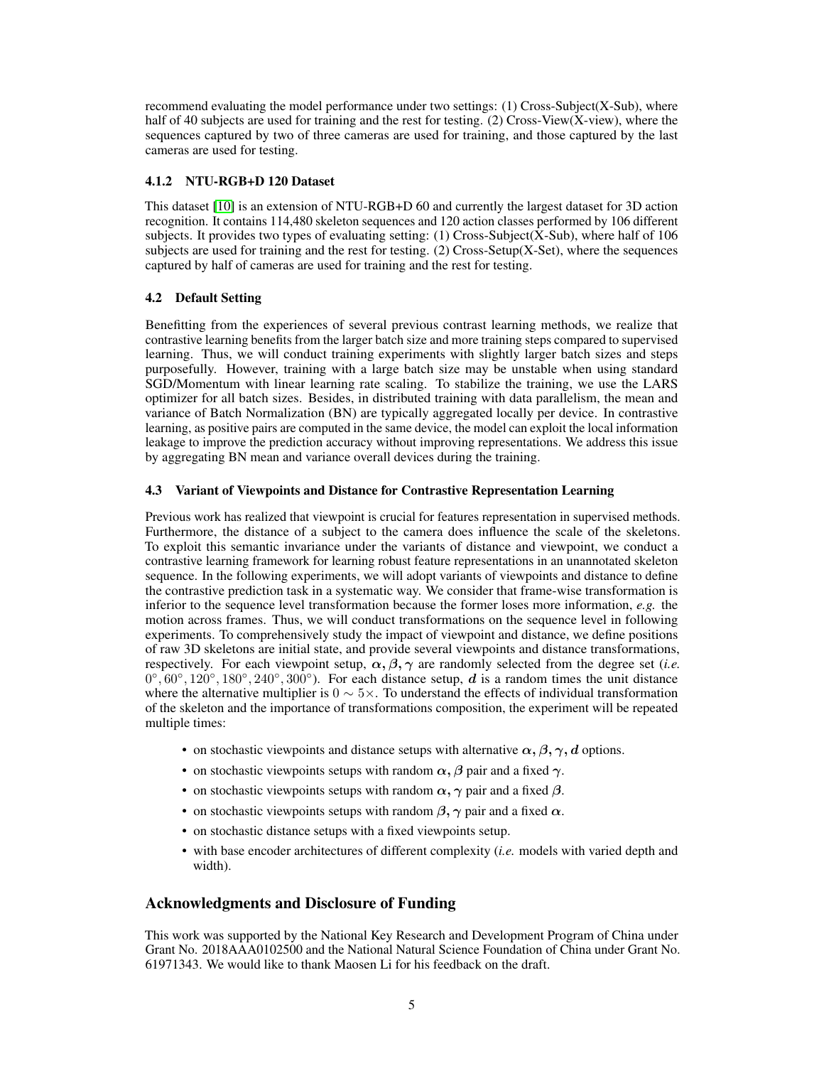recommend evaluating the model performance under two settings: (1) Cross-Subject(X-Sub), where half of 40 subjects are used for training and the rest for testing. (2) Cross-View(X-view), where the sequences captured by two of three cameras are used for training, and those captured by the last cameras are used for testing.

#### 4.1.2 NTU-RGB+D 120 Dataset

This dataset [10] is an extension of NTU-RGB+D 60 and currently the largest dataset for 3D action recognition. It contains 114,480 skeleton sequences and 120 action classes performed by 106 different subjects. It provides two types of evaluating setting: (1) Cross-Subject(X-Sub), where half of 106 subjects are used for training and the rest for testing. (2) Cross-Setup(X-Set), where the sequences captured by half of cameras are used for training and the rest for testing.

### 4.2 Default Setting

Benefitting from the experiences of several previous contrast learning methods, we realize that contrastive learning benefits from the larger batch size and more training steps compared to supervised learning. Thus, we will conduct training experiments with slightly larger batch sizes and steps purposefully. However, training with a large batch size may be unstable when using standard SGD/Momentum with linear learning rate scaling. To stabilize the training, we use the LARS optimizer for all batch sizes. Besides, in distributed training with data parallelism, the mean and variance of Batch Normalization (BN) are typically aggregated locally per device. In contrastive learning, as positive pairs are computed in the same device, the model can exploit the local information leakage to improve the prediction accuracy without improving representations. We address this issue by aggregating BN mean and variance overall devices during the training.

### 4.3 Variant of Viewpoints and Distance for Contrastive Representation Learning

Previous work has realized that viewpoint is crucial for features representation in supervised methods. Furthermore, the distance of a subject to the camera does influence the scale of the skeletons. To exploit this semantic invariance under the variants of distance and viewpoint, we conduct a contrastive learning framework for learning robust feature representations in an unannotated skeleton sequence. In the following experiments, we will adopt variants of viewpoints and distance to define the contrastive prediction task in a systematic way. We consider that frame-wise transformation is inferior to the sequence level transformation because the former loses more information, *e.g.* the motion across frames. Thus, we will conduct transformations on the sequence level in following experiments. To comprehensively study the impact of viewpoint and distance, we define positions of raw 3D skeletons are initial state, and provide several viewpoints and distance transformations, respectively. For each viewpoint setup, $\boldsymbol{\alpha}, \boldsymbol{\beta}, \boldsymbol{\gamma}$ are randomly selected from the degree set (*i.e.* $0^{\circ}, 60^{\circ}, 120^{\circ}, 180^{\circ}, 240^{\circ}, 300^{\circ}$). For each distance setup, $\boldsymbol{d}$ is a random times the unit distance where the alternative multiplier is $0 \sim 5\times$. To understand the effects of individual transformation of the skeleton and the importance of transformations composition, the experiment will be repeated multiple times:

- on stochastic viewpoints and distance setups with alternative $\boldsymbol{\alpha}, \boldsymbol{\beta}, \boldsymbol{\gamma}, \boldsymbol{d}$ options.
- on stochastic viewpoints setups with random $\boldsymbol{\alpha}, \boldsymbol{\beta}$ pair and a fixed $\boldsymbol{\gamma}$.
- on stochastic viewpoints setups with random $\boldsymbol{\alpha}, \boldsymbol{\gamma}$ pair and a fixed $\boldsymbol{\beta}$.
- on stochastic viewpoints setups with random $\boldsymbol{\beta}, \boldsymbol{\gamma}$ pair and a fixed $\boldsymbol{\alpha}$.
- on stochastic distance setups with a fixed viewpoints setup.
- with base encoder architectures of different complexity (*i.e.* models with varied depth and width).

## Acknowledgments and Disclosure of Funding

This work was supported by the National Key Research and Development Program of China under Grant No. 2018AAA0102500 and the National Natural Science Foundation of China under Grant No. 61971343. We would like to thank Maosen Li for his feedback on the draft.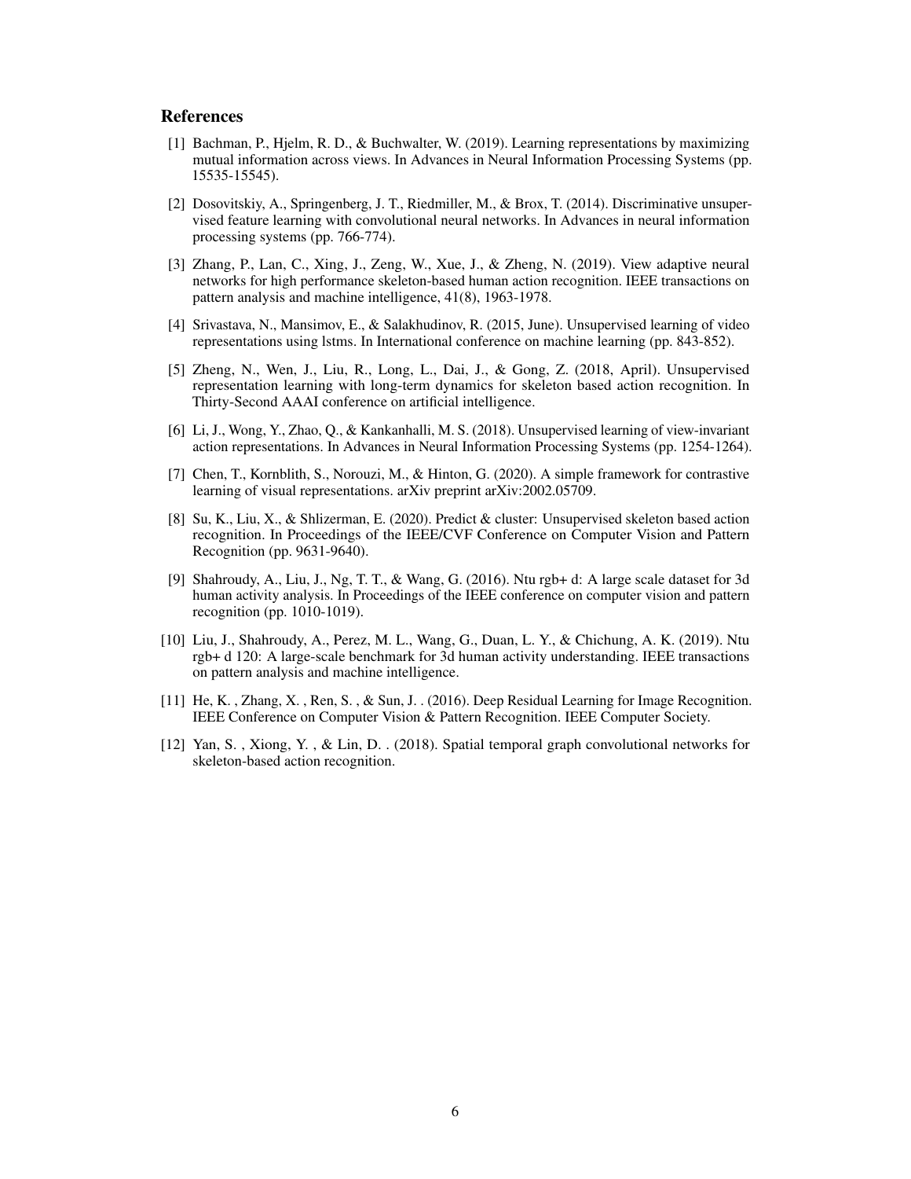## References

[1] Bachman, P., Hjelm, R. D., & Buchwalter, W. (2019). Learning representations by maximizing mutual information across views. In Advances in Neural Information Processing Systems (pp. 15535-15545).

[2] Dosovitskiy, A., Springenberg, J. T., Riedmiller, M., & Brox, T. (2014). Discriminative unsupervised feature learning with convolutional neural networks. In Advances in neural information processing systems (pp. 766-774).

[3] Zhang, P., Lan, C., Xing, J., Zeng, W., Xue, J., & Zheng, N. (2019). View adaptive neural networks for high performance skeleton-based human action recognition. IEEE transactions on pattern analysis and machine intelligence, 41(8), 1963-1978.

[4] Srivastava, N., Mansimov, E., & Salakhudinov, R. (2015, June). Unsupervised learning of video representations using lstms. In International conference on machine learning (pp. 843-852).

[5] Zheng, N., Wen, J., Liu, R., Long, L., Dai, J., & Gong, Z. (2018, April). Unsupervised representation learning with long-term dynamics for skeleton based action recognition. In Thirty-Second AAAI conference on artificial intelligence.

[6] Li, J., Wong, Y., Zhao, Q., & Kankanhalli, M. S. (2018). Unsupervised learning of view-invariant action representations. In Advances in Neural Information Processing Systems (pp. 1254-1264).

[7] Chen, T., Kornblith, S., Norouzi, M., & Hinton, G. (2020). A simple framework for contrastive learning of visual representations. arXiv preprint arXiv:2002.05709.

[8] Su, K., Liu, X., & Shlizerman, E. (2020). Predict & cluster: Unsupervised skeleton based action recognition. In Proceedings of the IEEE/CVF Conference on Computer Vision and Pattern Recognition (pp. 9631-9640).

[9] Shahroudy, A., Liu, J., Ng, T. T., & Wang, G. (2016). Ntu rgb+ d: A large scale dataset for 3d human activity analysis. In Proceedings of the IEEE conference on computer vision and pattern recognition (pp. 1010-1019).

[10] Liu, J., Shahroudy, A., Perez, M. L., Wang, G., Duan, L. Y., & Chichung, A. K. (2019). Ntu rgb+ d 120: A large-scale benchmark for 3d human activity understanding. IEEE transactions on pattern analysis and machine intelligence.

[11] He, K. , Zhang, X. , Ren, S. , & Sun, J. . (2016). Deep Residual Learning for Image Recognition. IEEE Conference on Computer Vision & Pattern Recognition. IEEE Computer Society.

[12] Yan, S. , Xiong, Y. , & Lin, D. . (2018). Spatial temporal graph convolutional networks for skeleton-based action recognition.